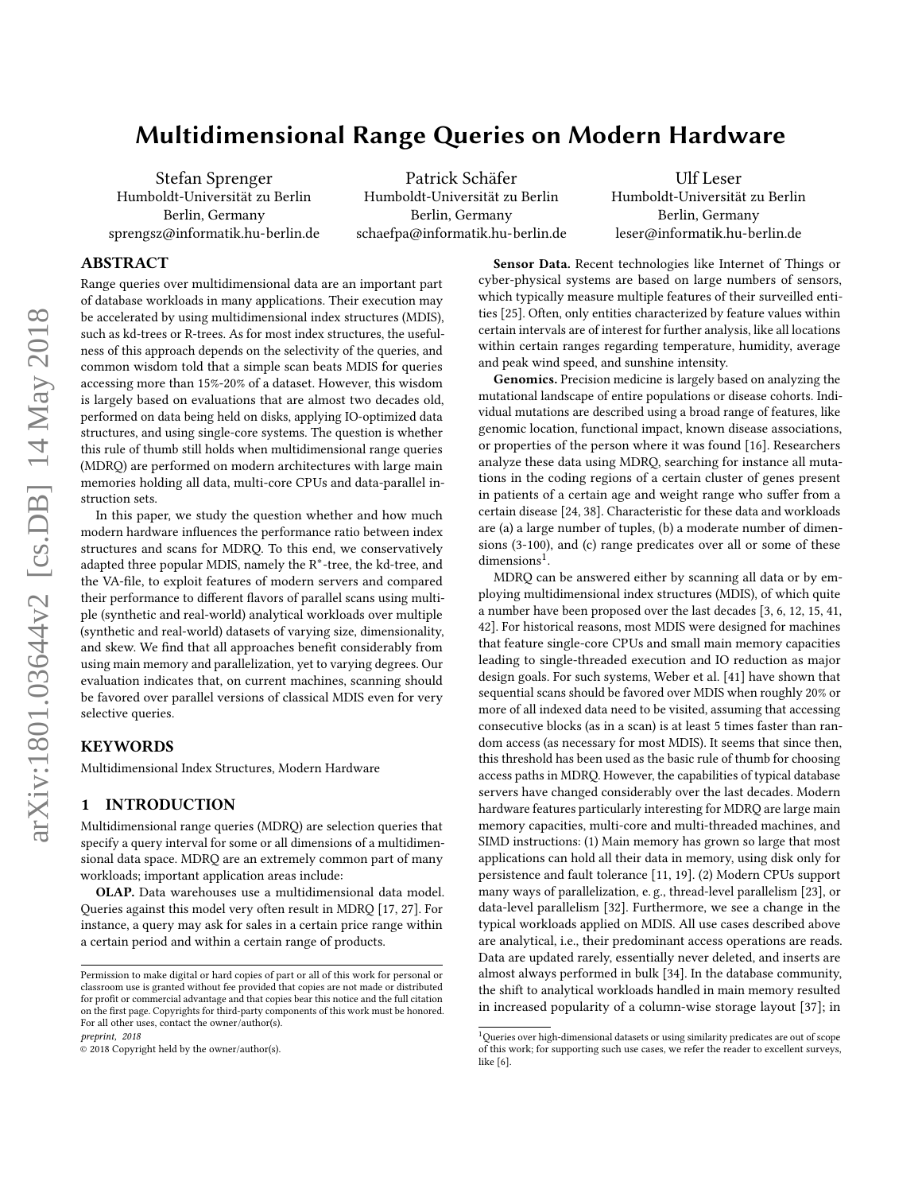# Multidimensional Range Queries on Modern Hardware

Stefan Sprenger
Humboldt-Universität zu Berlin
Berlin, Germany
sprengsz@informatik.hu-berlin.de

Patrick Schäfer
Humboldt-Universität zu Berlin
Berlin, Germany
schaefpa@informatik.hu-berlin.de

Ulf Leser
Humboldt-Universität zu Berlin
Berlin, Germany
leser@informatik.hu-berlin.de

## ABSTRACT

Range queries over multidimensional data are an important part of database workloads in many applications. Their execution may be accelerated by using multidimensional index structures (MDIS), such as kd-trees or R-trees. As for most index structures, the usefulness of this approach depends on the selectivity of the queries, and common wisdom told that a simple scan beats MDIS for queries accessing more than 15%-20% of a dataset. However, this wisdom is largely based on evaluations that are almost two decades old, performed on data being held on disks, applying IO-optimized data structures, and using single-core systems. The question is whether this rule of thumb still holds when multidimensional range queries (MDRQ) are performed on modern architectures with large main memories holding all data, multi-core CPUs and data-parallel instruction sets.

In this paper, we study the question whether and how much modern hardware influences the performance ratio between index structures and scans for MDRQ. To this end, we conservatively adapted three popular MDIS, namely the R*-tree, the kd-tree, and the VA-file, to exploit features of modern servers and compared their performance to different flavors of parallel scans using multiple (synthetic and real-world) analytical workloads over multiple (synthetic and real-world) datasets of varying size, dimensionality, and skew. We find that all approaches benefit considerably from using main memory and parallelization, yet to varying degrees. Our evaluation indicates that, on current machines, scanning should be favored over parallel versions of classical MDIS even for very selective queries.

## KEYWORDS

Multidimensional Index Structures, Modern Hardware

## 1 INTRODUCTION

Multidimensional range queries (MDRQ) are selection queries that specify a query interval for some or all dimensions of a multidimensional data space. MDRQ are an extremely common part of many workloads; important application areas include:

**OLAP.** Data warehouses use a multidimensional data model. Queries against this model very often result in MDRQ [17, 27]. For instance, a query may ask for sales in a certain price range within a certain period and within a certain range of products.

**Sensor Data.** Recent technologies like Internet of Things or cyber-physical systems are based on large numbers of sensors, which typically measure multiple features of their surveilled entities [25]. Often, only entities characterized by feature values within certain intervals are of interest for further analysis, like all locations within certain ranges regarding temperature, humidity, average and peak wind speed, and sunshine intensity.

**Genomics.** Precision medicine is largely based on analyzing the mutational landscape of entire populations or disease cohorts. Individual mutations are described using a broad range of features, like genomic location, functional impact, known disease associations, or properties of the person where it was found [16]. Researchers analyze these data using MDRQ, searching for instance all mutations in the coding regions of a certain cluster of genes present in patients of a certain age and weight range who suffer from a certain disease [24, 38]. Characteristic for these data and workloads are (a) a large number of tuples, (b) a moderate number of dimensions (3-100), and (c) range predicates over all or some of these dimensions[1].

MDRQ can be answered either by scanning all data or by employing multidimensional index structures (MDIS), of which quite a number have been proposed over the last decades [3, 6, 12, 15, 41, 42]. For historical reasons, most MDIS were designed for machines that feature single-core CPUs and small main memory capacities leading to single-threaded execution and IO reduction as major design goals. For such systems, Weber et al. [41] have shown that sequential scans should be favored over MDIS when roughly 20% or more of all indexed data need to be visited, assuming that accessing consecutive blocks (as in a scan) is at least 5 times faster than random access (as necessary for most MDIS). It seems that since then, this threshold has been used as the basic rule of thumb for choosing access paths in MDRQ. However, the capabilities of typical database servers have changed considerably over the last decades. Modern hardware features particularly interesting for MDRQ are large main memory capacities, multi-core and multi-threaded machines, and SIMD instructions: (1) Main memory has grown so large that most applications can hold all their data in memory, using disk only for persistence and fault tolerance [11, 19]. (2) Modern CPUs support many ways of parallelization, e. g., thread-level parallelism [23], or data-level parallelism [32]. Furthermore, we see a change in the typical workloads applied on MDIS. All use cases described above are analytical, i.e., their predominant access operations are reads. Data are updated rarely, essentially never deleted, and inserts are almost always performed in bulk [34]. In the database community, the shift to analytical workloads handled in main memory resulted in increased popularity of a column-wise storage layout [37]; in

[1] Queries over high-dimensional datasets or using similarity predicates are out of scope of this work; for supporting such use cases, we refer the reader to excellent surveys, like [6].

Permission to make digital or hard copies of part or all of this work for personal or classroom use is granted without fee provided that copies are not made or distributed for profit or commercial advantage and that copies bear this notice and the full citation on the first page. Copyrights for third-party components of this work must be honored. For all other uses, contact the owner/author(s).
*preprint, 2018*
© 2018 Copyright held by the owner/author(s).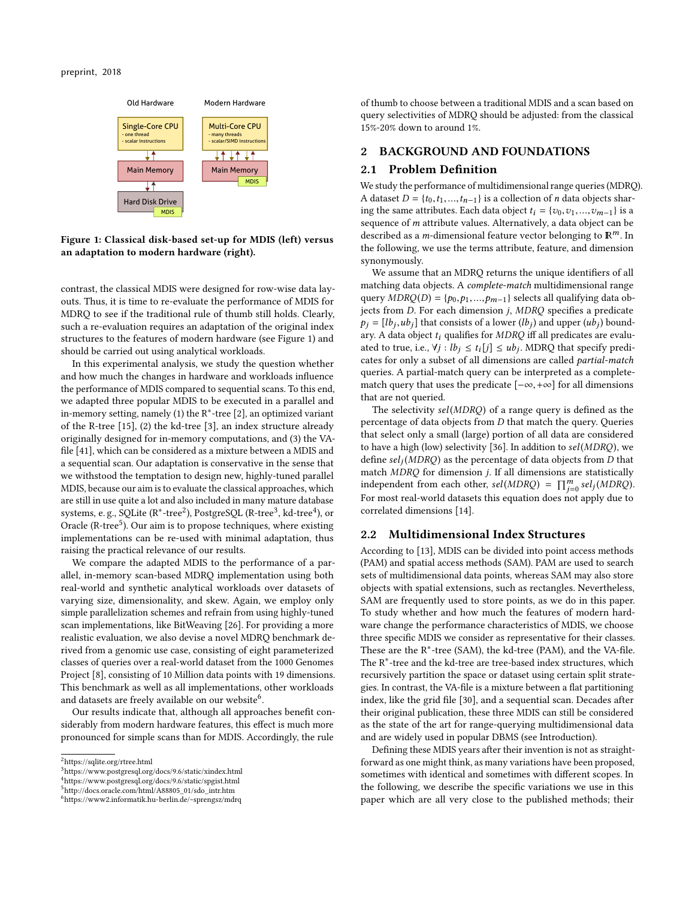Old Hardware

Modern Hardware

Single-Core CPU
- one thread
- scalar instructions

Multi-Core CPU
- many threads
- scalar/SIMD instructions

Main Memory

Main Memory

MDIS

Hard Disk Drive

MDIS

**Figure 1: Classical disk-based set-up for MDIS (left) versus an adaptation to modern hardware (right).**

contrast, the classical MDIS were designed for row-wise data layouts. Thus, it is time to re-evaluate the performance of MDIS for MDRQ to see if the traditional rule of thumb still holds. Clearly, such a re-evaluation requires an adaptation of the original index structures to the features of modern hardware (see Figure 1) and should be carried out using analytical workloads.

In this experimental analysis, we study the question whether and how much the changes in hardware and workloads influence the performance of MDIS compared to sequential scans. To this end, we adapted three popular MDIS to be executed in a parallel and in-memory setting, namely (1) the R*-tree [2], an optimized variant of the R-tree [15], (2) the kd-tree [3], an index structure already originally designed for in-memory computations, and (3) the VA-file [41], which can be considered as a mixture between a MDIS and a sequential scan. Our adaptation is conservative in the sense that we withstood the temptation to design new, highly-tuned parallel MDIS, because our aim is to evaluate the classical approaches, which are still in use quite a lot and also included in many mature database systems, e. g., SQLite (R*-tree[2]), PostgreSQL (R-tree[3], kd-tree[4]), or Oracle (R-tree[5]). Our aim is to propose techniques, where existing implementations can be re-used with minimal adaptation, thus raising the practical relevance of our results.

We compare the adapted MDIS to the performance of a parallel, in-memory scan-based MDRQ implementation using both real-world and synthetic analytical workloads over datasets of varying size, dimensionality, and skew. Again, we employ only simple parallelization schemes and refrain from using highly-tuned scan implementations, like BitWeaving [26]. For providing a more realistic evaluation, we also devise a novel MDRQ benchmark derived from a genomic use case, consisting of eight parameterized classes of queries over a real-world dataset from the 1000 Genomes Project [8], consisting of 10 Million data points with 19 dimensions. This benchmark as well as all implementations, other workloads and datasets are freely available on our website[6].

Our results indicate that, although all approaches benefit considerably from modern hardware features, this effect is much more pronounced for simple scans than for MDIS. Accordingly, the rule of thumb to choose between a traditional MDIS and a scan based on query selectivities of MDRQ should be adjusted: from the classical 15%-20% down to around 1%.

[2] https://sqlite.org/rtree.html
[3] https://www.postgresql.org/docs/9.6/static/xindex.html
[4] https://www.postgresql.org/docs/9.6/static/spgist.html
[5] http://docs.oracle.com/html/A88805_01/sdo_intr.htm
[6] https://www2.informatik.hu-berlin.de/~sprengsz/mdrq

## 2 BACKGROUND AND FOUNDATIONS

### 2.1 Problem Definition

We study the performance of multidimensional range queries (MDRQ). A dataset $D = \{t_0, t_1, \ldots, t_{n-1}\}$ is a collection of $n$ data objects sharing the same attributes. Each data object $t_i = \{v_0, v_1, \ldots, v_{m-1}\}$ is a sequence of $m$ attribute values. Alternatively, a data object can be described as a $m$-dimensional feature vector belonging to $\mathbb{R}^m$. In the following, we use the terms attribute, feature, and dimension synonymously.

We assume that an MDRQ returns the unique identifiers of all matching data objects. A *complete-match* multidimensional range query $MDRQ(D) = \{p_0, p_1, \ldots, p_{m-1}\}$ selects all qualifying data objects from $D$. For each dimension $j$, $MDRQ$ specifies a predicate $p_j = [lb_j, ub_j]$ that consists of a lower ($lb_j$) and upper ($ub_j$) boundary. A data object $t_i$ qualifies for $MDRQ$ iff all predicates are evaluated to true, i.e., $\forall j : lb_j \leq t_i[j] \leq ub_j$. MDRQ that specify predicates for only a subset of all dimensions are called *partial-match* queries. A partial-match query can be interpreted as a complete-match query that uses the predicate $[-\infty, +\infty]$ for all dimensions that are not queried.

The selectivity $sel(MDRQ)$ of a range query is defined as the percentage of data objects from $D$ that match the query. Queries that select only a small (large) portion of all data are considered to have a high (low) selectivity [36]. In addition to $sel(MDRQ)$, we define $sel_j(MDRQ)$ as the percentage of data objects from $D$ that match $MDRQ$ for dimension $j$. If all dimensions are statistically independent from each other, $sel(MDRQ) = \prod_{j=0}^{m} sel_j(MDRQ)$. For most real-world datasets this equation does not apply due to correlated dimensions [14].

### 2.2 Multidimensional Index Structures

According to [13], MDIS can be divided into point access methods (PAM) and spatial access methods (SAM). PAM are used to search sets of multidimensional data points, whereas SAM may also store objects with spatial extensions, such as rectangles. Nevertheless, SAM are frequently used to store points, as we do in this paper. To study whether and how much the features of modern hardware change the performance characteristics of MDIS, we choose three specific MDIS we consider as representative for their classes. These are the R*-tree (SAM), the kd-tree (PAM), and the VA-file. The R*-tree and the kd-tree are tree-based index structures, which recursively partition the space or dataset using certain split strategies. In contrast, the VA-file is a mixture between a flat partitioning index, like the grid file [30], and a sequential scan. Decades after their original publication, these three MDIS can still be considered as the state of the art for range-querying multidimensional data and are widely used in popular DBMS (see Introduction).

Defining these MDIS years after their invention is not as straightforward as one might think, as many variations have been proposed, sometimes with identical and sometimes with different scopes. In the following, we describe the specific variations we use in this paper which are all very close to the published methods; their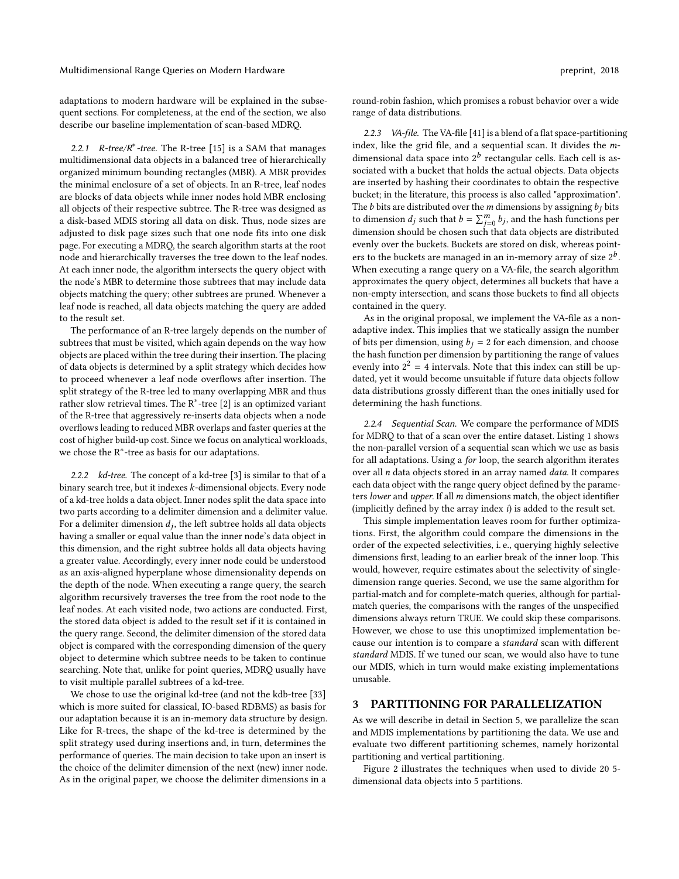adaptations to modern hardware will be explained in the subsequent sections. For completeness, at the end of the section, we also describe our baseline implementation of scan-based MDRQ.

#### 2.2.1 *R-tree/R\*-tree.*

The R-tree [15] is a SAM that manages multidimensional data objects in a balanced tree of hierarchically organized minimum bounding rectangles (MBR). A MBR provides the minimal enclosure of a set of objects. In an R-tree, leaf nodes are blocks of data objects while inner nodes hold MBR enclosing all objects of their respective subtree. The R-tree was designed as a disk-based MDIS storing all data on disk. Thus, node sizes are adjusted to disk page sizes such that one node fits into one disk page. For executing a MDRQ, the search algorithm starts at the root node and hierarchically traverses the tree down to the leaf nodes. At each inner node, the algorithm intersects the query object with the node's MBR to determine those subtrees that may include data objects matching the query; other subtrees are pruned. Whenever a leaf node is reached, all data objects matching the query are added to the result set.

The performance of an R-tree largely depends on the number of subtrees that must be visited, which again depends on the way how objects are placed within the tree during their insertion. The placing of data objects is determined by a split strategy which decides how to proceed whenever a leaf node overflows after insertion. The split strategy of the R-tree led to many overlapping MBR and thus rather slow retrieval times. The R*-tree [2] is an optimized variant of the R-tree that aggressively re-inserts data objects when a node overflows leading to reduced MBR overlaps and faster queries at the cost of higher build-up cost. Since we focus on analytical workloads, we chose the R*-tree as basis for our adaptations.

#### 2.2.2 *kd-tree.*

The concept of a kd-tree [3] is similar to that of a binary search tree, but it indexes $k$-dimensional objects. Every node of a kd-tree holds a data object. Inner nodes split the data space into two parts according to a delimiter dimension and a delimiter value. For a delimiter dimension $d_j$, the left subtree holds all data objects having a smaller or equal value than the inner node's data object in this dimension, and the right subtree holds all data objects having a greater value. Accordingly, every inner node could be understood as an axis-aligned hyperplane whose dimensionality depends on the depth of the node. When executing a range query, the search algorithm recursively traverses the tree from the root node to the leaf nodes. At each visited node, two actions are conducted. First, the stored data object is added to the result set if it is contained in the query range. Second, the delimiter dimension of the stored data object is compared with the corresponding dimension of the query object to determine which subtree needs to be taken to continue searching. Note that, unlike for point queries, MDRQ usually have to visit multiple parallel subtrees of a kd-tree.

We chose to use the original kd-tree (and not the kdb-tree [33] which is more suited for classical, IO-based RDBMS) as basis for our adaptation because it is an in-memory data structure by design. Like for R-trees, the shape of the kd-tree is determined by the split strategy used during insertions and, in turn, determines the performance of queries. The main decision to take upon an insert is the choice of the delimiter dimension of the next (new) inner node. As in the original paper, we choose the delimiter dimensions in a round-robin fashion, which promises a robust behavior over a wide range of data distributions.

#### 2.2.3 *VA-file.*

The VA-file [41] is a blend of a flat space-partitioning index, like the grid file, and a sequential scan. It divides the $m$-dimensional data space into $2^b$ rectangular cells. Each cell is associated with a bucket that holds the actual objects. Data objects are inserted by hashing their coordinates to obtain the respective bucket; in the literature, this process is also called "approximation". The $b$ bits are distributed over the $m$ dimensions by assigning $b_j$ bits to dimension $d_j$ such that $b = \sum_{j=0}^{m} b_j$, and the hash functions per dimension should be chosen such that data objects are distributed evenly over the buckets. Buckets are stored on disk, whereas pointers to the buckets are managed in an in-memory array of size $2^b$. When executing a range query on a VA-file, the search algorithm approximates the query object, determines all buckets that have a non-empty intersection, and scans those buckets to find all objects contained in the query.

As in the original proposal, we implement the VA-file as a non-adaptive index. This implies that we statically assign the number of bits per dimension, using $b_j = 2$ for each dimension, and choose the hash function per dimension by partitioning the range of values evenly into $2^2 = 4$ intervals. Note that this index can still be updated, yet it would become unsuitable if future data objects follow data distributions grossly different than the ones initially used for determining the hash functions.

#### 2.2.4 *Sequential Scan.*

We compare the performance of MDIS for MDRQ to that of a scan over the entire dataset. Listing 1 shows the non-parallel version of a sequential scan which we use as basis for all adaptations. Using a *for* loop, the search algorithm iterates over all $n$ data objects stored in an array named *data*. It compares each data object with the range query object defined by the parameters *lower* and *upper*. If all $m$ dimensions match, the object identifier (implicitly defined by the array index $i$) is added to the result set.

This simple implementation leaves room for further optimizations. First, the algorithm could compare the dimensions in the order of the expected selectivities, i. e., querying highly selective dimensions first, leading to an earlier break of the inner loop. This would, however, require estimates about the selectivity of single-dimension range queries. Second, we use the same algorithm for partial-match and for complete-match queries, although for partial-match queries, the comparisons with the ranges of the unspecified dimensions always return TRUE. We could skip these comparisons. However, we chose to use this unoptimized implementation because our intention is to compare a *standard* scan with different *standard* MDIS. If we tuned our scan, we would also have to tune our MDIS, which in turn would make existing implementations unusable.

## 3 PARTITIONING FOR PARALLELIZATION

As we will describe in detail in Section 5, we parallelize the scan and MDIS implementations by partitioning the data. We use and evaluate two different partitioning schemes, namely horizontal partitioning and vertical partitioning.

Figure 2 illustrates the techniques when used to divide 20 5-dimensional data objects into 5 partitions.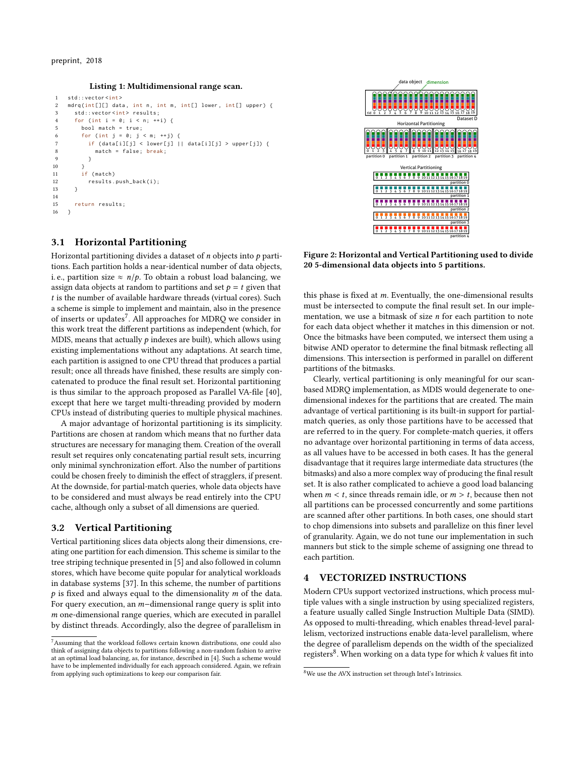**Listing 1: Multidimensional range scan.**

```
std::vector<int>
mdrq(int[][] data, int n, int m, int[] lower, int[] upper) {
  std::vector<int> results;
  for (int i = 0; i < n; ++i) {
    bool match = true;
    for (int j = 0; j < m; ++j) {
      if (data[i][j] < lower[j] || data[i][j] > upper[j]) {
        match = false; break;
      }
    }
    if (match)
      results.push_back(i);
  }

  return results;
}
```

### 3.1 Horizontal Partitioning

Horizontal partitioning divides a dataset of $n$ objects into $p$ partitions. Each partition holds a near-identical number of data objects, i.e., partition size $\approx n/p$. To obtain a robust load balancing, we assign data objects at random to partitions and set $p = t$ given that $t$ is the number of available hardware threads (virtual cores). Such a scheme is simple to implement and maintain, also in the presence of inserts or updates[7]. All approaches for MDRQ we consider in this work treat the different partitions as independent (which, for MDIS, means that actually $p$ indexes are built), which allows using existing implementations without any adaptations. At search time, each partition is assigned to one CPU thread that produces a partial result; once all threads have finished, these results are simply concatenated to produce the final result set. Horizontal partitioning is thus similar to the approach proposed as Parallel VA-file [40], except that here we target multi-threading provided by modern CPUs instead of distributing queries to multiple physical machines.

A major advantage of horizontal partitioning is its simplicity. Partitions are chosen at random which means that no further data structures are necessary for managing them. Creation of the overall result set requires only concatenating partial result sets, incurring only minimal synchronization effort. Also the number of partitions could be chosen freely to diminish the effect of stragglers, if present. At the downside, for partial-match queries, whole data objects have to be considered and must always be read entirely into the CPU cache, although only a subset of all dimensions are queried.

### 3.2 Vertical Partitioning

Vertical partitioning slices data objects along their dimensions, creating one partition for each dimension. This scheme is similar to the tree striping technique presented in [5] and also followed in column stores, which have become quite popular for analytical workloads in database systems [37]. In this scheme, the number of partitions $p$ is fixed and always equal to the dimensionality $m$ of the data. For query execution, an $m$−dimensional range query is split into $m$ one-dimensional range queries, which are executed in parallel by distinct threads. Accordingly, also the degree of parallelism in this phase is fixed at $m$. Eventually, the one-dimensional results must be intersected to compute the final result set. In our implementation, we use a bitmask of size $n$ for each partition to note for each data object whether it matches in this dimension or not. Once the bitmasks have been computed, we intersect them using a bitwise AND operator to determine the final bitmask reflecting all dimensions. This intersection is performed in parallel on different partitions of the bitmasks.

data object
dimension
tid 0 1 2 3 4 5 6 7 8 9 10 11 12 13 14 15 16 17 18 19
Dataset D
Horizontal Partitioning
0 1 2 3 | 4 5 6 7 | 8 9 10 11 | 12 13 14 15 | 16 17 18 19
partition 0 partition 1 partition 2 partition 3 partition 4
Vertical Partitioning
0 1 2 3 4 5 6 7 8 9 10 11 12 13 14 15 16 17 18 19 partition 0
0 1 2 3 4 5 6 7 8 9 10 11 12 13 14 15 16 17 18 19 partition 1
0 1 2 3 4 5 6 7 8 9 10 11 12 13 14 15 16 17 18 19 partition 2
0 1 2 3 4 5 6 7 8 9 10 11 12 13 14 15 16 17 18 19 partition 3
0 1 2 3 4 5 6 7 8 9 10 11 12 13 14 15 16 17 18 19 partition 4

**Figure 2: Horizontal and Vertical Partitioning used to divide 20 5-dimensional data objects into 5 partitions.**

Clearly, vertical partitioning is only meaningful for our scan-based MDRQ implementation, as MDIS would degenerate to one-dimensional indexes for the partitions that are created. The main advantage of vertical partitioning is its built-in support for partial-match queries, as only those partitions have to be accessed that are referred to in the query. For complete-match queries, it offers no advantage over horizontal partitioning in terms of data access, as all values have to be accessed in both cases. It has the general disadvantage that it requires large intermediate data structures (the bitmasks) and also a more complex way of producing the final result set. It is also rather complicated to achieve a good load balancing when $m < t$, since threads remain idle, or $m > t$, because then not all partitions can be processed concurrently and some partitions are scanned after other partitions. In both cases, one should start to chop dimensions into subsets and parallelize on this finer level of granularity. Again, we do not tune our implementation in such manners but stick to the simple scheme of assigning one thread to each partition.

## 4 VECTORIZED INSTRUCTIONS

Modern CPUs support vectorized instructions, which process multiple values with a single instruction by using specialized registers, a feature usually called Single Instruction Multiple Data (SIMD). As opposed to multi-threading, which enables thread-level parallelism, vectorized instructions enable data-level parallelism, where the degree of parallelism depends on the width of the specialized registers[8]. When working on a data type for which $k$ values fit into

[7] Assuming that the workload follows certain known distributions, one could also think of assigning data objects to partitions following a non-random fashion to arrive at an optimal load balancing, as, for instance, described in [4]. Such a scheme would have to be implemented individually for each approach considered. Again, we refrain from applying such optimizations to keep our comparison fair.

[8] We use the AVX instruction set through Intel's Intrinsics.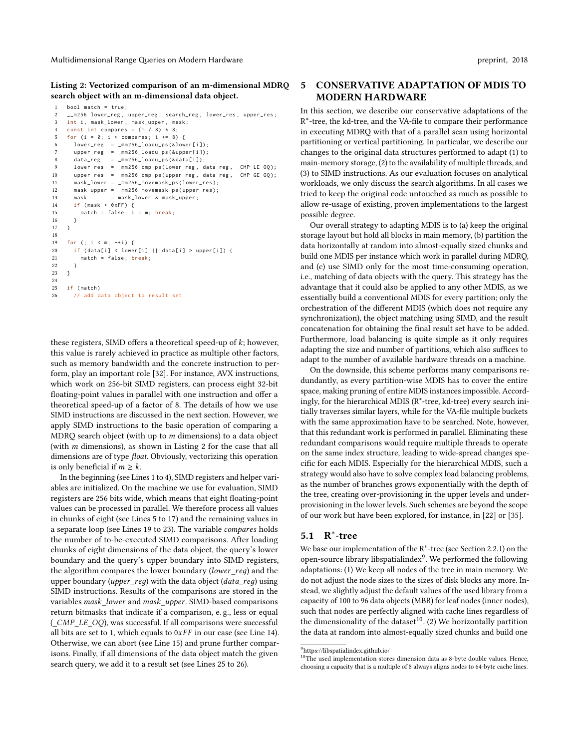**Listing 2: Vectorized comparison of an m-dimensional MDRQ search object with an m-dimensional data object.**

```
1   bool match = true;
2   __m256 lower_reg, upper_reg, search_reg, lower_res, upper_res;
3   int i, mask_lower, mask_upper, mask;
4   const int compares = (m / 8) * 8;
5   for (i = 0; i < compares; i += 8) {
6     lower_reg  = _mm256_loadu_ps(&lower[i]);
7     upper_reg  = _mm256_loadu_ps(&upper[i]);
8     data_reg   = _mm256_loadu_ps(&data[i]);
9     lower_res  = _mm256_cmp_ps(lower_reg, data_reg, _CMP_LE_OQ);
10    upper_res  = _mm256_cmp_ps(upper_reg, data_reg, _CMP_GE_OQ);
11    mask_lower = _mm256_movemask_ps(lower_res);
12    mask_upper = _mm256_movemask_ps(upper_res);
13    mask       = mask_lower & mask_upper;
14    if (mask < 0xFF) {
15      match = false; i = m; break;
16    }
17  }
18
19  for (; i < m; ++i) {
20    if (data[i] < lower[i] || data[i] > upper[i]) {
21      match = false; break;
22    }
23  }
24
25  if (match)
26    // add data object to result set
```

these registers, SIMD offers a theoretical speed-up of $k$; however, this value is rarely achieved in practice as multiple other factors, such as memory bandwidth and the concrete instruction to perform, play an important role [32]. For instance, AVX instructions, which work on 256-bit SIMD registers, can process eight 32-bit floating-point values in parallel with one instruction and offer a theoretical speed-up of a factor of 8. The details of how we use SIMD instructions are discussed in the next section. However, we apply SIMD instructions to the basic operation of comparing a MDRQ search object (with up to $m$ dimensions) to a data object (with $m$ dimensions), as shown in Listing 2 for the case that all dimensions are of type *float*. Obviously, vectorizing this operation is only beneficial if $m \geq k$.

In the beginning (see Lines 1 to 4), SIMD registers and helper variables are initialized. On the machine we use for evaluation, SIMD registers are 256 bits wide, which means that eight floating-point values can be processed in parallel. We therefore process all values in chunks of eight (see Lines 5 to 17) and the remaining values in a separate loop (see Lines 19 to 23). The variable *compares* holds the number of to-be-executed SIMD comparisons. After loading chunks of eight dimensions of the data object, the query's lower boundary and the query's upper boundary into SIMD registers, the algorithm compares the lower boundary (*lower_reg*) and the upper boundary (*upper_reg*) with the data object (*data_reg*) using SIMD instructions. Results of the comparisons are stored in the variables *mask_lower* and *mask_upper*. SIMD-based comparisons return bitmasks that indicate if a comparison, e. g., less or equal (*_CMP_LE_OQ*), was successful. If all comparisons were successful all bits are set to 1, which equals to $0xFF$ in our case (see Line 14). Otherwise, we can abort (see Line 15) and prune further comparisons. Finally, if all dimensions of the data object match the given search query, we add it to a result set (see Lines 25 to 26).

## 5 CONSERVATIVE ADAPTATION OF MDIS TO MODERN HARDWARE

In this section, we describe our conservative adaptations of the R*-tree, the kd-tree, and the VA-file to compare their performance in executing MDRQ with that of a parallel scan using horizontal partitioning or vertical partitioning. In particular, we describe our changes to the original data structures performed to adapt (1) to main-memory storage, (2) to the availability of multiple threads, and (3) to SIMD instructions. As our evaluation focuses on analytical workloads, we only discuss the search algorithms. In all cases we tried to keep the original code untouched as much as possible to allow re-usage of existing, proven implementations to the largest possible degree.

Our overall strategy to adapting MDIS is to (a) keep the original storage layout but hold all blocks in main memory, (b) partition the data horizontally at random into almost-equally sized chunks and build one MDIS per instance which work in parallel during MDRQ, and (c) use SIMD only for the most time-consuming operation, i.e., matching of data objects with the query. This strategy has the advantage that it could also be applied to any other MDIS, as we essentially build a conventional MDIS for every partition; only the orchestration of the different MDIS (which does not require any synchronization), the object matching using SIMD, and the result concatenation for obtaining the final result set have to be added. Furthermore, load balancing is quite simple as it only requires adapting the size and number of partitions, which also suffices to adapt to the number of available hardware threads on a machine.

On the downside, this scheme performs many comparisons redundantly, as every partition-wise MDIS has to cover the entire space, making pruning of entire MDIS instances impossible. Accordingly, for the hierarchical MDIS (R*-tree, kd-tree) every search initially traverses similar layers, while for the VA-file multiple buckets with the same approximation have to be searched. Note, however, that this redundant work is performed in parallel. Eliminating these redundant comparisons would require multiple threads to operate on the same index structure, leading to wide-spread changes specific for each MDIS. Especially for the hierarchical MDIS, such a strategy would also have to solve complex load balancing problems, as the number of branches grows exponentially with the depth of the tree, creating over-provisioning in the upper levels and under-provisioning in the lower levels. Such schemes are beyond the scope of our work but have been explored, for instance, in [22] or [35].

### 5.1 R*-tree

We base our implementation of the R*-tree (see Section 2.2.1) on the open-source library libspatialindex[9]. We performed the following adaptations: (1) We keep all nodes of the tree in main memory. We do not adjust the node sizes to the sizes of disk blocks any more. Instead, we slightly adjust the default values of the used library from a capacity of 100 to 96 data objects (MBR) for leaf nodes (inner nodes), such that nodes are perfectly aligned with cache lines regardless of the dimensionality of the dataset[10]. (2) We horizontally partition the data at random into almost-equally sized chunks and build one

[9] https://libspatialindex.github.io/

[10] The used implementation stores dimension data as 8-byte double values. Hence, choosing a capacity that is a multiple of 8 always aligns nodes to 64-byte cache lines.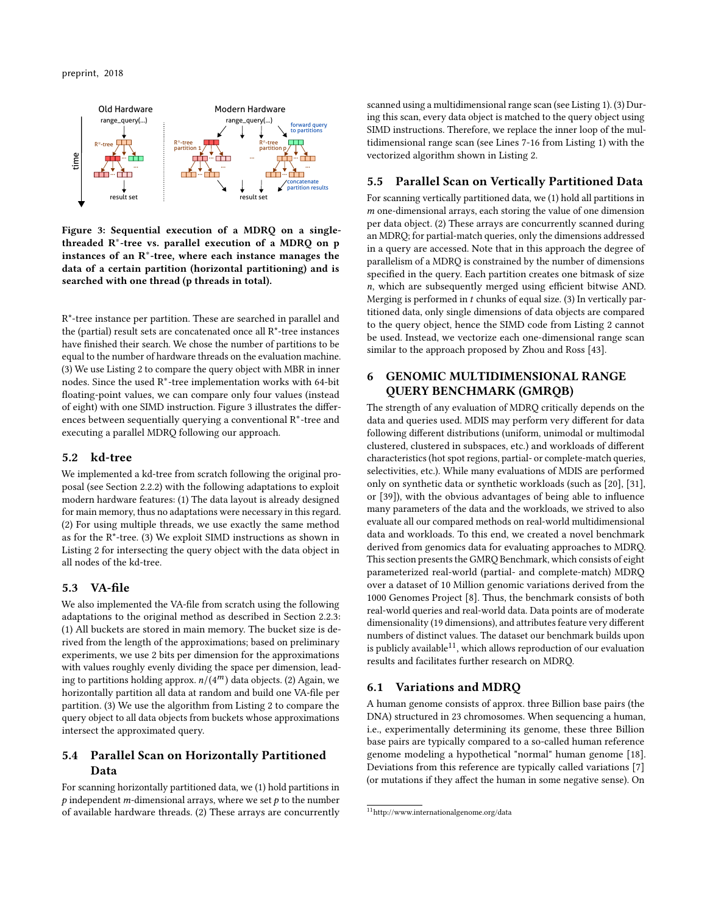Old Hardware

range_query(...)

R*-tree

result set

time

Modern Hardware

range_query(...)

forward query to partitions

R*-tree partition 1

R*-tree partition p

concatenate partition results

result set

Figure 3: Sequential execution of a MDRQ on a single-threaded R*-tree vs. parallel execution of a MDRQ on p instances of an R*-tree, where each instance manages the data of a certain partition (horizontal partitioning) and is searched with one thread (p threads in total).

R*-tree instance per partition. These are searched in parallel and the (partial) result sets are concatenated once all R*-tree instances have finished their search. We chose the number of partitions to be equal to the number of hardware threads on the evaluation machine. (3) We use Listing 2 to compare the query object with MBR in inner nodes. Since the used R*-tree implementation works with 64-bit floating-point values, we can compare only four values (instead of eight) with one SIMD instruction. Figure 3 illustrates the differences between sequentially querying a conventional R*-tree and executing a parallel MDRQ following our approach.

## 5.2 kd-tree

We implemented a kd-tree from scratch following the original proposal (see Section 2.2.2) with the following adaptations to exploit modern hardware features: (1) The data layout is already designed for main memory, thus no adaptations were necessary in this regard. (2) For using multiple threads, we use exactly the same method as for the R*-tree. (3) We exploit SIMD instructions as shown in Listing 2 for intersecting the query object with the data object in all nodes of the kd-tree.

## 5.3 VA-file

We also implemented the VA-file from scratch using the following adaptations to the original method as described in Section 2.2.3: (1) All buckets are stored in main memory. The bucket size is derived from the length of the approximations; based on preliminary experiments, we use 2 bits per dimension for the approximations with values roughly evenly dividing the space per dimension, leading to partitions holding approx. $n/(4^m)$ data objects. (2) Again, we horizontally partition all data at random and build one VA-file per partition. (3) We use the algorithm from Listing 2 to compare the query object to all data objects from buckets whose approximations intersect the approximated query.

## 5.4 Parallel Scan on Horizontally Partitioned Data

For scanning horizontally partitioned data, we (1) hold partitions in $p$ independent $m$-dimensional arrays, where we set $p$ to the number of available hardware threads. (2) These arrays are concurrently scanned using a multidimensional range scan (see Listing 1). (3) During this scan, every data object is matched to the query object using SIMD instructions. Therefore, we replace the inner loop of the multidimensional range scan (see Lines 7-16 from Listing 1) with the vectorized algorithm shown in Listing 2.

## 5.5 Parallel Scan on Vertically Partitioned Data

For scanning vertically partitioned data, we (1) hold all partitions in $m$ one-dimensional arrays, each storing the value of one dimension per data object. (2) These arrays are concurrently scanned during an MDRQ; for partial-match queries, only the dimensions addressed in a query are accessed. Note that in this approach the degree of parallelism of a MDRQ is constrained by the number of dimensions specified in the query. Each partition creates one bitmask of size $n$, which are subsequently merged using efficient bitwise AND. Merging is performed in $t$ chunks of equal size. (3) In vertically partitioned data, only single dimensions of data objects are compared to the query object, hence the SIMD code from Listing 2 cannot be used. Instead, we vectorize each one-dimensional range scan similar to the approach proposed by Zhou and Ross [43].

# 6 GENOMIC MULTIDIMENSIONAL RANGE QUERY BENCHMARK (GMRQB)

The strength of any evaluation of MDRQ critically depends on the data and queries used. MDIS may perform very different for data following different distributions (uniform, unimodal or multimodal clustered, clustered in subspaces, etc.) and workloads of different characteristics (hot spot regions, partial- or complete-match queries, selectivities, etc.). While many evaluations of MDIS are performed only on synthetic data or synthetic workloads (such as [20], [31], or [39]), with the obvious advantages of being able to influence many parameters of the data and the workloads, we strived to also evaluate all our compared methods on real-world multidimensional data and workloads. To this end, we created a novel benchmark derived from genomics data for evaluating approaches to MDRQ. This section presents the GMRQ Benchmark, which consists of eight parameterized real-world (partial- and complete-match) MDRQ over a dataset of 10 Million genomic variations derived from the 1000 Genomes Project [8]. Thus, the benchmark consists of both real-world queries and real-world data. Data points are of moderate dimensionality (19 dimensions), and attributes feature very different numbers of distinct values. The dataset our benchmark builds upon is publicly available[11], which allows reproduction of our evaluation results and facilitates further research on MDRQ.

## 6.1 Variations and MDRQ

A human genome consists of approx. three Billion base pairs (the DNA) structured in 23 chromosomes. When sequencing a human, i.e., experimentally determining its genome, these three Billion base pairs are typically compared to a so-called human reference genome modeling a hypothetical "normal" human genome [18]. Deviations from this reference are typically called variations [7] (or mutations if they affect the human in some negative sense). On

[11] http://www.internationalgenome.org/data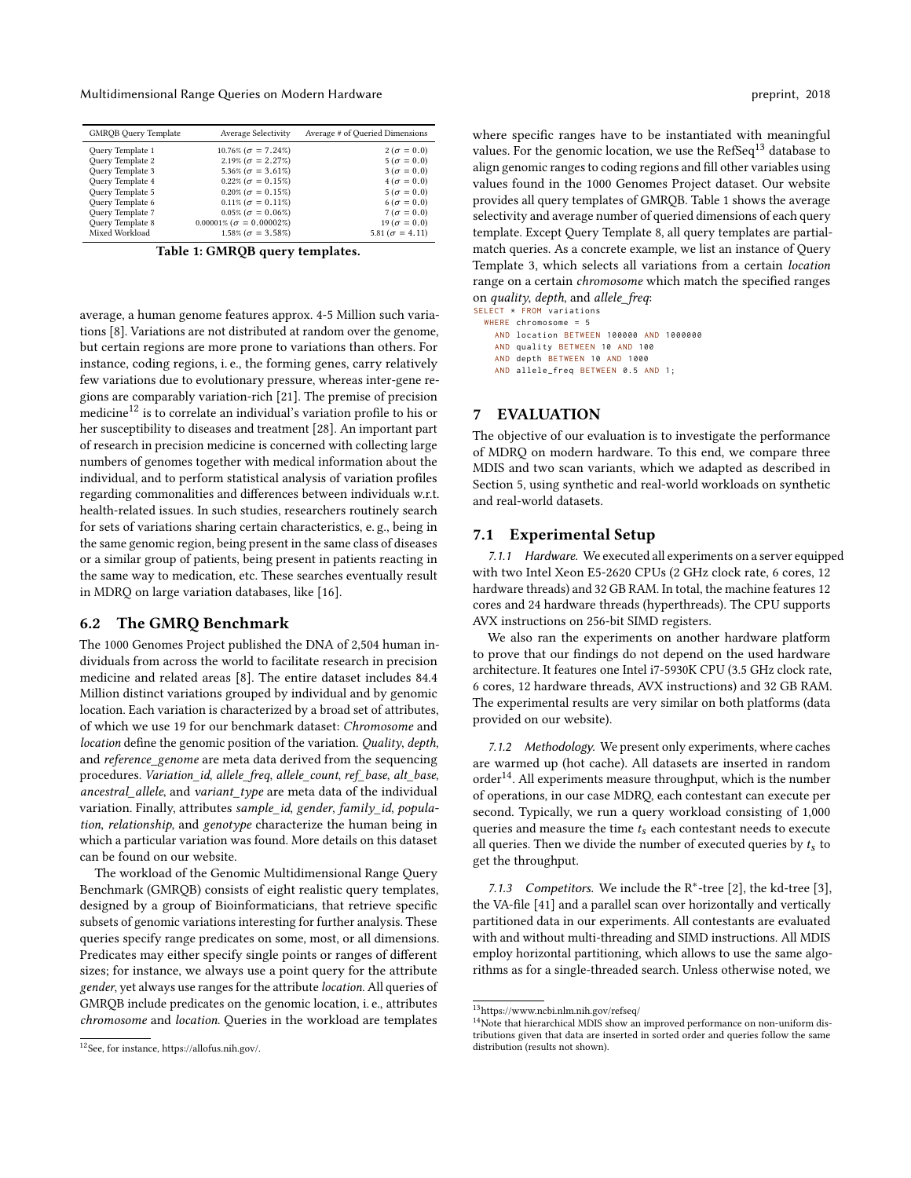| GMRQB Query Template | Average Selectivity | Average # of Queried Dimensions |
|---|---|---|
| Query Template 1 | 10.76% ($\sigma$ = 7.24%) | 2 ($\sigma$ = 0.0) |
| Query Template 2 | 2.19% ($\sigma$ = 2.27%) | 5 ($\sigma$ = 0.0) |
| Query Template 3 | 5.36% ($\sigma$ = 3.61%) | 3 ($\sigma$ = 0.0) |
| Query Template 4 | 0.22% ($\sigma$ = 0.15%) | 4 ($\sigma$ = 0.0) |
| Query Template 5 | 0.20% ($\sigma$ = 0.15%) | 5 ($\sigma$ = 0.0) |
| Query Template 6 | 0.11% ($\sigma$ = 0.11%) | 6 ($\sigma$ = 0.0) |
| Query Template 7 | 0.05% ($\sigma$ = 0.06%) | 7 ($\sigma$ = 0.0) |
| Query Template 8 | 0.00001% ($\sigma$ = 0.00002%) | 19 ($\sigma$ = 0.0) |
| Mixed Workload | 1.58% ($\sigma$ = 3.58%) | 5.81 ($\sigma$ = 4.11) |

**Table 1: GMRQB query templates.**

average, a human genome features approx. 4-5 Million such variations [8]. Variations are not distributed at random over the genome, but certain regions are more prone to variations than others. For instance, coding regions, i. e., the forming genes, carry relatively few variations due to evolutionary pressure, whereas inter-gene regions are comparably variation-rich [21]. The premise of precision medicine[12] is to correlate an individual's variation profile to his or her susceptibility to diseases and treatment [28]. An important part of research in precision medicine is concerned with collecting large numbers of genomes together with medical information about the individual, and to perform statistical analysis of variation profiles regarding commonalities and differences between individuals w.r.t. health-related issues. In such studies, researchers routinely search for sets of variations sharing certain characteristics, e. g., being in the same genomic region, being present in the same class of diseases or a similar group of patients, being present in patients reacting in the same way to medication, etc. These searches eventually result in MDRQ on large variation databases, like [16].

## 6.2 The GMRQ Benchmark

The 1000 Genomes Project published the DNA of 2,504 human individuals from across the world to facilitate research in precision medicine and related areas [8]. The entire dataset includes 84.4 Million distinct variations grouped by individual and by genomic location. Each variation is characterized by a broad set of attributes, of which we use 19 for our benchmark dataset: *Chromosome* and *location* define the genomic position of the variation. *Quality*, *depth*, and *reference_genome* are meta data derived from the sequencing procedures. *Variation_id*, *allele_freq*, *allele_count*, *ref_base*, *alt_base*, *ancestral_allele*, and *variant_type* are meta data of the individual variation. Finally, attributes *sample_id*, *gender*, *family_id*, *population*, *relationship*, and *genotype* characterize the human being in which a particular variation was found. More details on this dataset can be found on our website.

The workload of the Genomic Multidimensional Range Query Benchmark (GMRQB) consists of eight realistic query templates, designed by a group of Bioinformaticians, that retrieve specific subsets of genomic variations interesting for further analysis. These queries specify range predicates on some, most, or all dimensions. Predicates may either specify single points or ranges of different sizes; for instance, we always use a point query for the attribute *gender*, yet always use ranges for the attribute *location*. All queries of GMRQB include predicates on the genomic location, i. e., attributes *chromosome* and *location*. Queries in the workload are templates where specific ranges have to be instantiated with meaningful values. For the genomic location, we use the RefSeq[13] database to align genomic ranges to coding regions and fill other variables using values found in the 1000 Genomes Project dataset. Our website provides all query templates of GMRQB. Table 1 shows the average selectivity and average number of queried dimensions of each query template. Except Query Template 8, all query templates are partial-match queries. As a concrete example, we list an instance of Query Template 3, which selects all variations from a certain *location* range on a certain *chromosome* which match the specified ranges on *quality*, *depth*, and *allele_freq*:

```
SELECT * FROM variations
  WHERE chromosome = 5
    AND location BETWEEN 100000 AND 1000000
    AND quality BETWEEN 10 AND 100
    AND depth BETWEEN 10 AND 1000
    AND allele_freq BETWEEN 0.5 AND 1;
```

# 7 EVALUATION

The objective of our evaluation is to investigate the performance of MDRQ on modern hardware. To this end, we compare three MDIS and two scan variants, which we adapted as described in Section 5, using synthetic and real-world workloads on synthetic and real-world datasets.

## 7.1 Experimental Setup

*7.1.1 Hardware.* We executed all experiments on a server equipped with two Intel Xeon E5-2620 CPUs (2 GHz clock rate, 6 cores, 12 hardware threads) and 32 GB RAM. In total, the machine features 12 cores and 24 hardware threads (hyperthreads). The CPU supports AVX instructions on 256-bit SIMD registers.

We also ran the experiments on another hardware platform to prove that our findings do not depend on the used hardware architecture. It features one Intel i7-5930K CPU (3.5 GHz clock rate, 6 cores, 12 hardware threads, AVX instructions) and 32 GB RAM. The experimental results are very similar on both platforms (data provided on our website).

*7.1.2 Methodology.* We present only experiments, where caches are warmed up (hot cache). All datasets are inserted in random order[14]. All experiments measure throughput, which is the number of operations, in our case MDRQ, each contestant can execute per second. Typically, we run a query workload consisting of 1,000 queries and measure the time $t_s$ each contestant needs to execute all queries. Then we divide the number of executed queries by $t_s$ to get the throughput.

*7.1.3 Competitors.* We include the R*-tree [2], the kd-tree [3], the VA-file [41] and a parallel scan over horizontally and vertically partitioned data in our experiments. All contestants are evaluated with and without multi-threading and SIMD instructions. All MDIS employ horizontal partitioning, which allows to use the same algorithms as for a single-threaded search. Unless otherwise noted, we

[12] See, for instance, https://allofus.nih.gov/.

[13] https://www.ncbi.nlm.nih.gov/refseq/

[14] Note that hierarchical MDIS show an improved performance on non-uniform distributions given that data are inserted in sorted order and queries follow the same distribution (results not shown).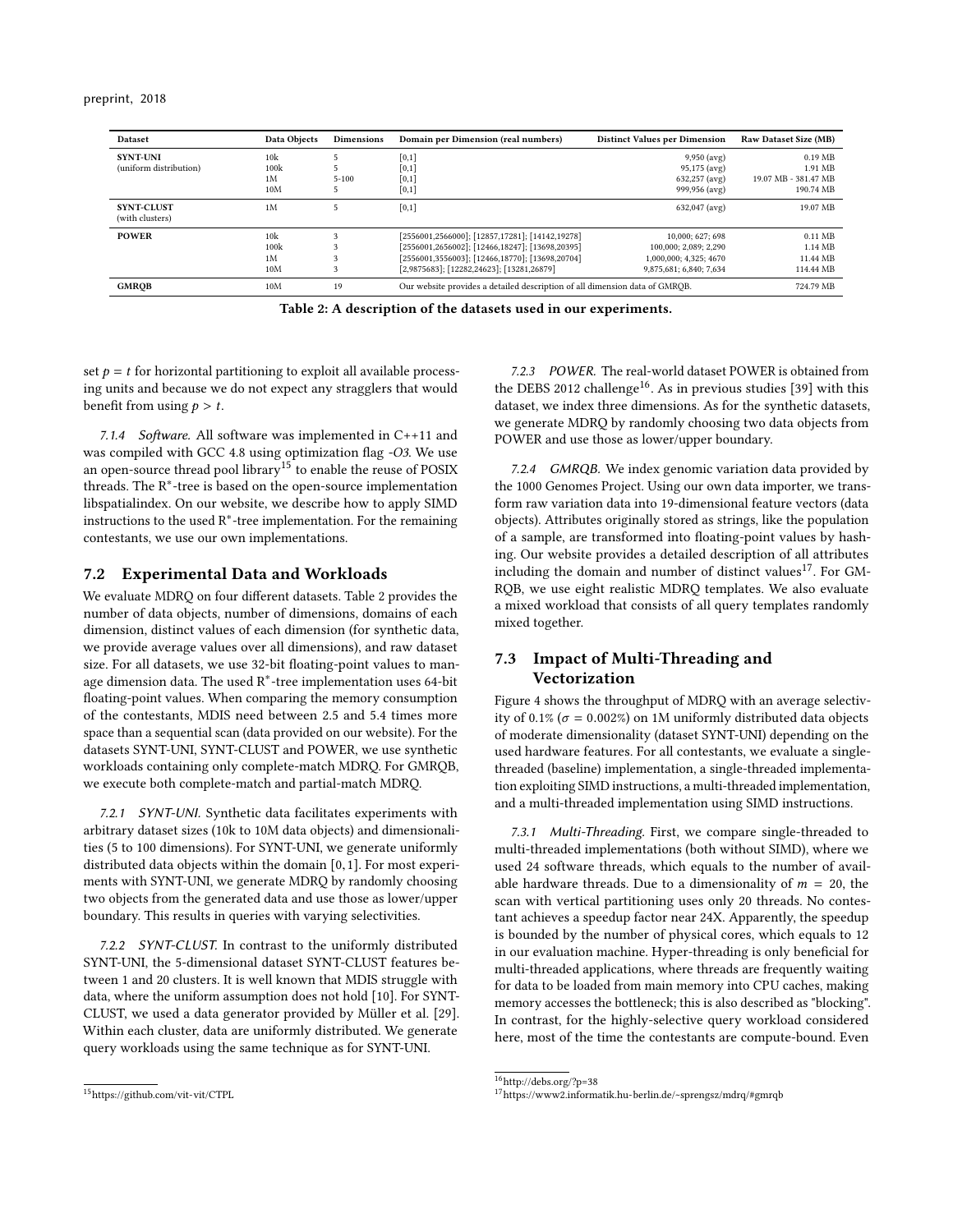| Dataset | Data Objects | Dimensions | Domain per Dimension (real numbers) | Distinct Values per Dimension | Raw Dataset Size (MB) |
|---|---|---|---|---|---|
| **SYNT-UNI** (uniform distribution) | 10k | 5 | [0,1] | 9,950 (avg) | 0.19 MB |
| | 100k | 5 | [0,1] | 95,175 (avg) | 1.91 MB |
| | 1M | 5-100 | [0,1] | 632,257 (avg) | 19.07 MB - 381.47 MB |
| | 10M | 5 | [0,1] | 999,956 (avg) | 190.74 MB |
| **SYNT-CLUST** (with clusters) | 1M | 5 | [0,1] | 632,047 (avg) | 19.07 MB |
| **POWER** | 10k | 3 | [2556001,2566000]; [12857,17281]; [14142,19278] | 10,000; 627; 698 | 0.11 MB |
| | 100k | 3 | [2556001,2656002]; [12466,18247]; [13698,20395] | 100,000; 2,089; 2,290 | 1.14 MB |
| | 1M | 3 | [2556001,3556003]; [12466,18770]; [13698,20704] | 1,000,000; 4,325; 4670 | 11.44 MB |
| | 10M | 3 | [2,9875683]; [12282,24623]; [13281,26879] | 9,875,681; 6,840; 7,634 | 114.44 MB |
| **GMRQB** | 10M | 19 | Our website provides a detailed description of all dimension data of GMRQB. | | 724.79 MB |

**Table 2: A description of the datasets used in our experiments.**

set $p = t$ for horizontal partitioning to exploit all available processing units and because we do not expect any stragglers that would benefit from using $p > t$.

*7.1.4 Software.* All software was implemented in C++11 and was compiled with GCC 4.8 using optimization flag *-O3*. We use an open-source thread pool library[15] to enable the reuse of POSIX threads. The R*-tree is based on the open-source implementation libspatialindex. On our website, we describe how to apply SIMD instructions to the used R*-tree implementation. For the remaining contestants, we use our own implementations.

## 7.2 Experimental Data and Workloads

We evaluate MDRQ on four different datasets. Table 2 provides the number of data objects, number of dimensions, domains of each dimension, distinct values of each dimension (for synthetic data, we provide average values over all dimensions), and raw dataset size. For all datasets, we use 32-bit floating-point values to manage dimension data. The used R*-tree implementation uses 64-bit floating-point values. When comparing the memory consumption of the contestants, MDIS need between 2.5 and 5.4 times more space than a sequential scan (data provided on our website). For the datasets SYNT-UNI, SYNT-CLUST and POWER, we use synthetic workloads containing only complete-match MDRQ. For GMRQB, we execute both complete-match and partial-match MDRQ.

*7.2.1 SYNT-UNI.* Synthetic data facilitates experiments with arbitrary dataset sizes (10k to 10M data objects) and dimensionalities (5 to 100 dimensions). For SYNT-UNI, we generate uniformly distributed data objects within the domain $[0, 1]$. For most experiments with SYNT-UNI, we generate MDRQ by randomly choosing two objects from the generated data and use those as lower/upper boundary. This results in queries with varying selectivities.

*7.2.2 SYNT-CLUST.* In contrast to the uniformly distributed SYNT-UNI, the 5-dimensional dataset SYNT-CLUST features between 1 and 20 clusters. It is well known that MDIS struggle with data, where the uniform assumption does not hold [10]. For SYNT-CLUST, we used a data generator provided by Müller et al. [29]. Within each cluster, data are uniformly distributed. We generate query workloads using the same technique as for SYNT-UNI.

*7.2.3 POWER.* The real-world dataset POWER is obtained from the DEBS 2012 challenge[16]. As in previous studies [39] with this dataset, we index three dimensions. As for the synthetic datasets, we generate MDRQ by randomly choosing two data objects from POWER and use those as lower/upper boundary.

*7.2.4 GMRQB.* We index genomic variation data provided by the 1000 Genomes Project. Using our own data importer, we transform raw variation data into 19-dimensional feature vectors (data objects). Attributes originally stored as strings, like the population of a sample, are transformed into floating-point values by hashing. Our website provides a detailed description of all attributes including the domain and number of distinct values[17]. For GMRQB, we use eight realistic MDRQ templates. We also evaluate a mixed workload that consists of all query templates randomly mixed together.

## 7.3 Impact of Multi-Threading and Vectorization

Figure 4 shows the throughput of MDRQ with an average selectivity of 0.1% ($\sigma = 0.002\%$) on 1M uniformly distributed data objects of moderate dimensionality (dataset SYNT-UNI) depending on the used hardware features. For all contestants, we evaluate a single-threaded (baseline) implementation, a single-threaded implementation exploiting SIMD instructions, a multi-threaded implementation, and a multi-threaded implementation using SIMD instructions.

*7.3.1 Multi-Threading.* First, we compare single-threaded to multi-threaded implementations (both without SIMD), where we used 24 software threads, which equals to the number of available hardware threads. Due to a dimensionality of $m = 20$, the scan with vertical partitioning uses only 20 threads. No contestant achieves a speedup factor near 24X. Apparently, the speedup is bounded by the number of physical cores, which equals to 12 in our evaluation machine. Hyper-threading is only beneficial for multi-threaded applications, where threads are frequently waiting for data to be loaded from main memory into CPU caches, making memory accesses the bottleneck; this is also described as "blocking". In contrast, for the highly-selective query workload considered here, most of the time the contestants are compute-bound. Even

[15] https://github.com/vit-vit/CTPL

[16] http://debs.org/?p=38

[17] https://www2.informatik.hu-berlin.de/~sprengsz/mdrq/#gmrqb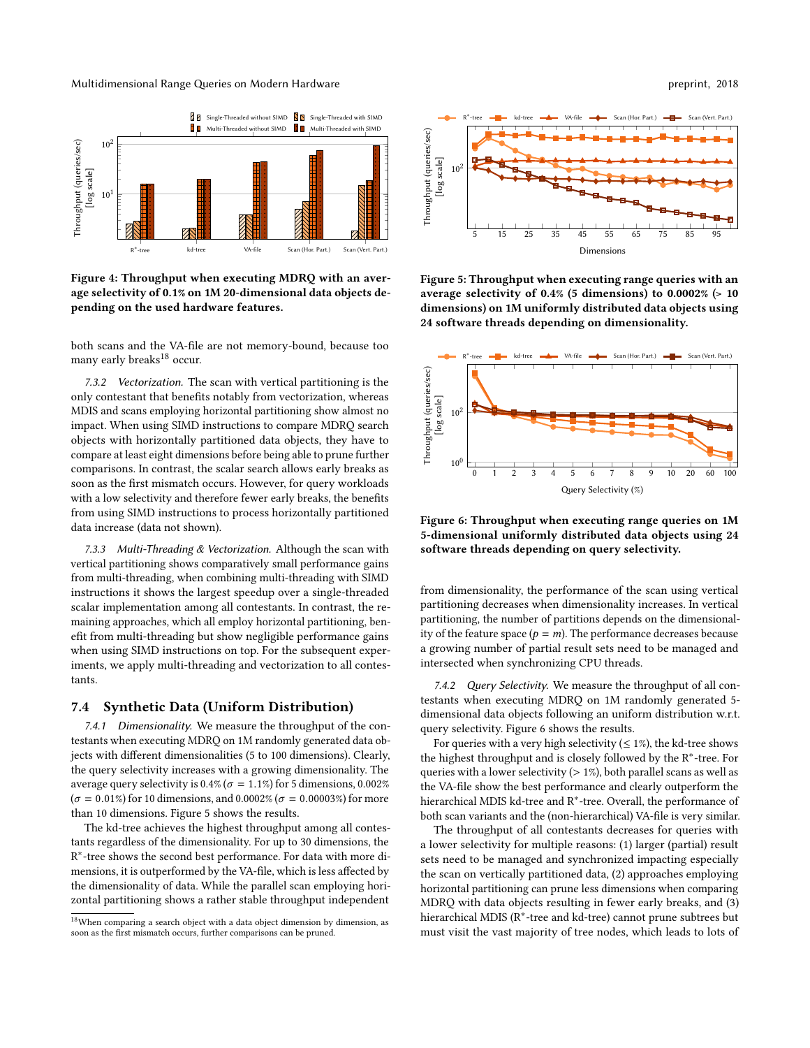Figure 4: Throughput when executing MDRQ with an average selectivity of 0.1% on 1M 20-dimensional data objects depending on the used hardware features.

both scans and the VA-file are not memory-bound, because too many early breaks[18] occur.

*7.3.2 Vectorization.* The scan with vertical partitioning is the only contestant that benefits notably from vectorization, whereas MDIS and scans employing horizontal partitioning show almost no impact. When using SIMD instructions to compare MDRQ search objects with horizontally partitioned data objects, they have to compare at least eight dimensions before being able to prune further comparisons. In contrast, the scalar search allows early breaks as soon as the first mismatch occurs. However, for query workloads with a low selectivity and therefore fewer early breaks, the benefits from using SIMD instructions to process horizontally partitioned data increase (data not shown).

*7.3.3 Multi-Threading & Vectorization.* Although the scan with vertical partitioning shows comparatively small performance gains from multi-threading, when combining multi-threading with SIMD instructions it shows the largest speedup over a single-threaded scalar implementation among all contestants. In contrast, the remaining approaches, which all employ horizontal partitioning, benefit from multi-threading but show negligible performance gains when using SIMD instructions on top. For the subsequent experiments, we apply multi-threading and vectorization to all contestants.

## 7.4 Synthetic Data (Uniform Distribution)

*7.4.1 Dimensionality.* We measure the throughput of the contestants when executing MDRQ on 1M randomly generated data objects with different dimensionalities (5 to 100 dimensions). Clearly, the query selectivity increases with a growing dimensionality. The average query selectivity is 0.4% ($\sigma$ = 1.1%) for 5 dimensions, 0.002% ($\sigma$ = 0.01%) for 10 dimensions, and 0.0002% ($\sigma$ = 0.00003%) for more than 10 dimensions. Figure 5 shows the results.

The kd-tree achieves the highest throughput among all contestants regardless of the dimensionality. For up to 30 dimensions, the R*-tree shows the second best performance. For data with more dimensions, it is outperformed by the VA-file, which is less affected by the dimensionality of data. While the parallel scan employing horizontal partitioning shows a rather stable throughput independent from dimensionality, the performance of the scan using vertical partitioning decreases when dimensionality increases. In vertical partitioning, the number of partitions depends on the dimensionality of the feature space ($p = m$). The performance decreases because a growing number of partial result sets need to be managed and intersected when synchronizing CPU threads.

[18] When comparing a search object with a data object dimension by dimension, as soon as the first mismatch occurs, further comparisons can be pruned.

Figure 5: Throughput when executing range queries with an average selectivity of 0.4% (5 dimensions) to 0.0002% (> 10 dimensions) on 1M uniformly distributed data objects using 24 software threads depending on dimensionality.

Figure 6: Throughput when executing range queries on 1M 5-dimensional uniformly distributed data objects using 24 software threads depending on query selectivity.

*7.4.2 Query Selectivity.* We measure the throughput of all contestants when executing MDRQ on 1M randomly generated 5-dimensional data objects following an uniform distribution w.r.t. query selectivity. Figure 6 shows the results.

For queries with a very high selectivity (≤ 1%), the kd-tree shows the highest throughput and is closely followed by the R*-tree. For queries with a lower selectivity (> 1%), both parallel scans as well as the VA-file show the best performance and clearly outperform the hierarchical MDIS kd-tree and R*-tree. Overall, the performance of both scan variants and the (non-hierarchical) VA-file is very similar.

The throughput of all contestants decreases for queries with a lower selectivity for multiple reasons: (1) larger (partial) result sets need to be managed and synchronized impacting especially the scan on vertically partitioned data, (2) approaches employing horizontal partitioning can prune less dimensions when comparing MDRQ with data objects resulting in fewer early breaks, and (3) hierarchical MDIS (R*-tree and kd-tree) cannot prune subtrees but must visit the vast majority of tree nodes, which leads to lots of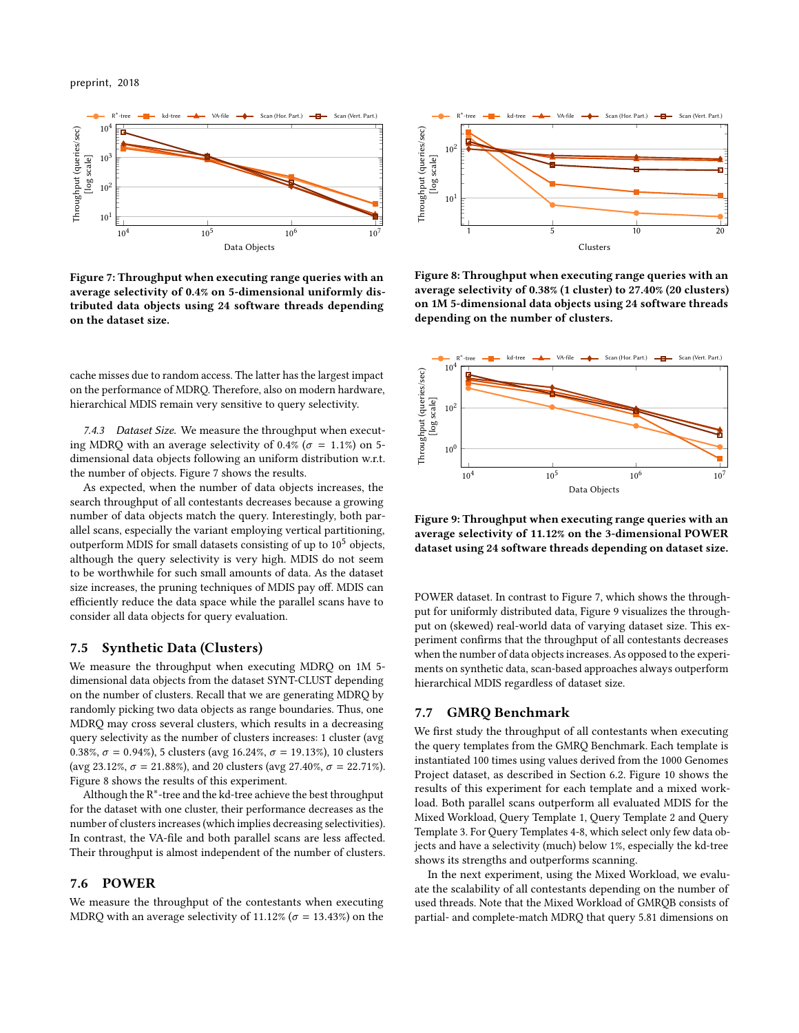R*-tree kd-tree VA-file Scan (Hor. Part.) Scan (Vert. Part.)

Throughput (queries/sec) [log scale]

$10^4$ $10^3$ $10^2$ $10^1$

$10^4$ $10^5$ $10^6$ $10^7$

Data Objects

**Figure 7: Throughput when executing range queries with an average selectivity of 0.4% on 5-dimensional uniformly distributed data objects using 24 software threads depending on the dataset size.**

R*-tree kd-tree VA-file Scan (Hor. Part.) Scan (Vert. Part.)

Throughput (queries/sec) [log scale]

$10^2$ $10^1$

1 5 10 20

Clusters

**Figure 8: Throughput when executing range queries with an average selectivity of 0.38% (1 cluster) to 27.40% (20 clusters) on 1M 5-dimensional data objects using 24 software threads depending on the number of clusters.**

R*-tree kd-tree VA-file Scan (Hor. Part.) Scan (Vert. Part.)

Throughput (queries/sec) [log scale]

$10^4$ $10^2$ $10^0$

$10^4$ $10^5$ $10^6$ $10^7$

Data Objects

**Figure 9: Throughput when executing range queries with an average selectivity of 11.12% on the 3-dimensional POWER dataset using 24 software threads depending on dataset size.**

cache misses due to random access. The latter has the largest impact on the performance of MDRQ. Therefore, also on modern hardware, hierarchical MDIS remain very sensitive to query selectivity.

*7.4.3 Dataset Size.* We measure the throughput when executing MDRQ with an average selectivity of 0.4% ($\sigma$ = 1.1%) on 5-dimensional data objects following an uniform distribution w.r.t. the number of objects. Figure 7 shows the results.

As expected, when the number of data objects increases, the search throughput of all contestants decreases because a growing number of data objects match the query. Interestingly, both parallel scans, especially the variant employing vertical partitioning, outperform MDIS for small datasets consisting of up to $10^5$ objects, although the query selectivity is very high. MDIS do not seem to be worthwhile for such small amounts of data. As the dataset size increases, the pruning techniques of MDIS pay off. MDIS can efficiently reduce the data space while the parallel scans have to consider all data objects for query evaluation.

## 7.5 Synthetic Data (Clusters)

We measure the throughput when executing MDRQ on 1M 5-dimensional data objects from the dataset SYNT-CLUST depending on the number of clusters. Recall that we are generating MDRQ by randomly picking two data objects as range boundaries. Thus, one MDRQ may cross several clusters, which results in a decreasing query selectivity as the number of clusters increases: 1 cluster (avg 0.38%, $\sigma$ = 0.94%), 5 clusters (avg 16.24%, $\sigma$ = 19.13%), 10 clusters (avg 23.12%, $\sigma$ = 21.88%), and 20 clusters (avg 27.40%, $\sigma$ = 22.71%). Figure 8 shows the results of this experiment.

Although the R*-tree and the kd-tree achieve the best throughput for the dataset with one cluster, their performance decreases as the number of clusters increases (which implies decreasing selectivities). In contrast, the VA-file and both parallel scans are less affected. Their throughput is almost independent of the number of clusters.

## 7.6 POWER

We measure the throughput of the contestants when executing MDRQ with an average selectivity of 11.12% ($\sigma$ = 13.43%) on the POWER dataset. In contrast to Figure 7, which shows the throughput for uniformly distributed data, Figure 9 visualizes the throughput on (skewed) real-world data of varying dataset size. This experiment confirms that the throughput of all contestants decreases when the number of data objects increases. As opposed to the experiments on synthetic data, scan-based approaches always outperform hierarchical MDIS regardless of dataset size.

## 7.7 GMRQ Benchmark

We first study the throughput of all contestants when executing the query templates from the GMRQ Benchmark. Each template is instantiated 100 times using values derived from the 1000 Genomes Project dataset, as described in Section 6.2. Figure 10 shows the results of this experiment for each template and a mixed workload. Both parallel scans outperform all evaluated MDIS for the Mixed Workload, Query Template 1, Query Template 2 and Query Template 3. For Query Templates 4-8, which select only few data objects and have a selectivity (much) below 1%, especially the kd-tree shows its strengths and outperforms scanning.

In the next experiment, using the Mixed Workload, we evaluate the scalability of all contestants depending on the number of used threads. Note that the Mixed Workload of GMRQB consists of partial- and complete-match MDRQ that query 5.81 dimensions on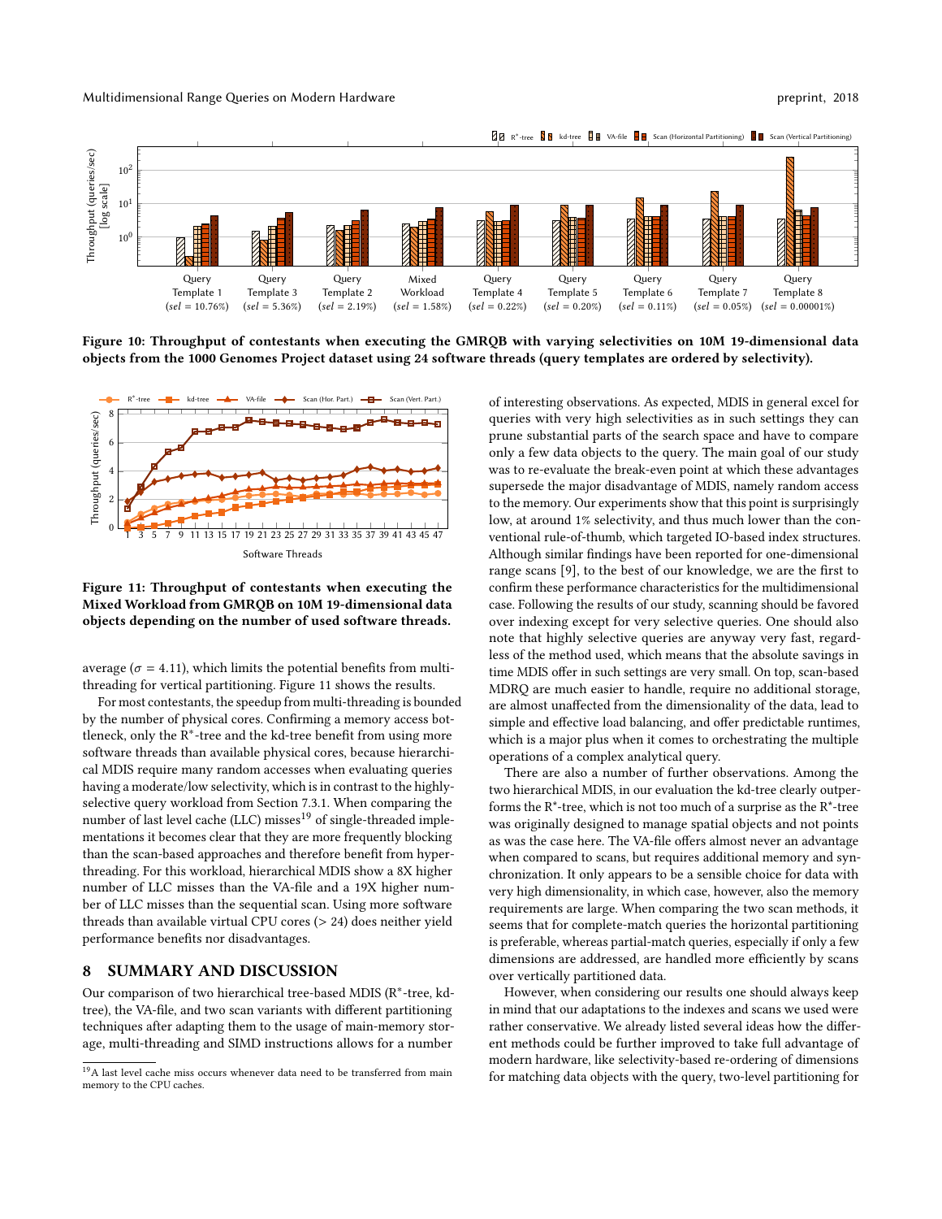R*-tree kd-tree VA-file Scan (Horizontal Partitioning) Scan (Vertical Partitioning)

Throughput (queries/sec) [log scale]

$10^2$
$10^1$
$10^0$

Query Template 1 ($sel = 10.76\%$)
Query Template 3 ($sel = 5.36\%$)
Query Template 2 ($sel = 2.19\%$)
Mixed Workload ($sel = 1.58\%$)
Query Template 4 ($sel = 0.22\%$)
Query Template 5 ($sel = 0.20\%$)
Query Template 6 ($sel = 0.11\%$)
Query Template 7 ($sel = 0.05\%$)
Query Template 8 ($sel = 0.00001\%$)

**Figure 10: Throughput of contestants when executing the GMRQB with varying selectivities on 10M 19-dimensional data objects from the 1000 Genomes Project dataset using 24 software threads (query templates are ordered by selectivity).**

R*-tree kd-tree VA-file Scan (Hor. Part.) Scan (Vert. Part.)

Throughput (queries/sec)

8
6
4
2
0

1 3 5 7 9 11 13 15 17 19 21 23 25 27 29 31 33 35 37 39 41 43 45 47

Software Threads

**Figure 11: Throughput of contestants when executing the Mixed Workload from GMRQB on 10M 19-dimensional data objects depending on the number of used software threads.**

average ($\sigma = 4.11$), which limits the potential benefits from multi-threading for vertical partitioning. Figure 11 shows the results.

For most contestants, the speedup from multi-threading is bounded by the number of physical cores. Confirming a memory access bottleneck, only the R*-tree and the kd-tree benefit from using more software threads than available physical cores, because hierarchical MDIS require many random accesses when evaluating queries having a moderate/low selectivity, which is in contrast to the highly-selective query workload from Section 7.3.1. When comparing the number of last level cache (LLC) misses[19] of single-threaded implementations it becomes clear that they are more frequently blocking than the scan-based approaches and therefore benefit from hyper-threading. For this workload, hierarchical MDIS show a 8X higher number of LLC misses than the VA-file and a 19X higher number of LLC misses than the sequential scan. Using more software threads than available virtual CPU cores (> 24) does neither yield performance benefits nor disadvantages.

## 8 SUMMARY AND DISCUSSION

Our comparison of two hierarchical tree-based MDIS (R*-tree, kd-tree), the VA-file, and two scan variants with different partitioning techniques after adapting them to the usage of main-memory storage, multi-threading and SIMD instructions allows for a number of interesting observations. As expected, MDIS in general excel for queries with very high selectivities as in such settings they can prune substantial parts of the search space and have to compare only a few data objects to the query. The main goal of our study was to re-evaluate the break-even point at which these advantages supersede the major disadvantage of MDIS, namely random access to the memory. Our experiments show that this point is surprisingly low, at around 1% selectivity, and thus much lower than the conventional rule-of-thumb, which targeted IO-based index structures. Although similar findings have been reported for one-dimensional range scans [9], to the best of our knowledge, we are the first to confirm these performance characteristics for the multidimensional case. Following the results of our study, scanning should be favored over indexing except for very selective queries. One should also note that highly selective queries are anyway very fast, regardless of the method used, which means that the absolute savings in time MDIS offer in such settings are very small. On top, scan-based MDRQ are much easier to handle, require no additional storage, are almost unaffected from the dimensionality of the data, lead to simple and effective load balancing, and offer predictable runtimes, which is a major plus when it comes to orchestrating the multiple operations of a complex analytical query.

There are also a number of further observations. Among the two hierarchical MDIS, in our evaluation the kd-tree clearly outperforms the R*-tree, which is not too much of a surprise as the R*-tree was originally designed to manage spatial objects and not points as was the case here. The VA-file offers almost never an advantage when compared to scans, but requires additional memory and synchronization. It only appears to be a sensible choice for data with very high dimensionality, in which case, however, also the memory requirements are large. When comparing the two scan methods, it seems that for complete-match queries the horizontal partitioning is preferable, whereas partial-match queries, especially if only a few dimensions are addressed, are handled more efficiently by scans over vertically partitioned data.

However, when considering our results one should always keep in mind that our adaptations to the indexes and scans we used were rather conservative. We already listed several ideas how the different methods could be further improved to take full advantage of modern hardware, like selectivity-based re-ordering of dimensions for matching data objects with the query, two-level partitioning for

[19] A last level cache miss occurs whenever data need to be transferred from main memory to the CPU caches.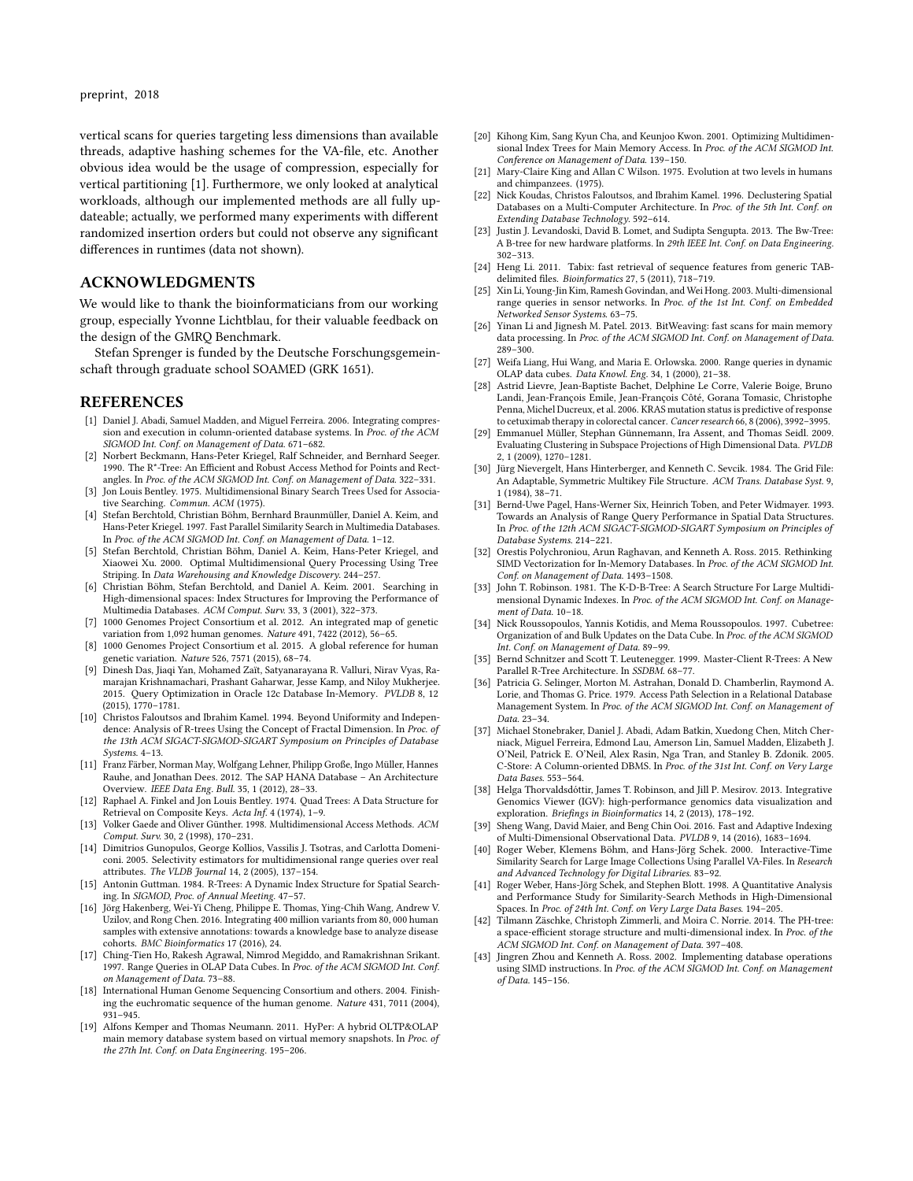vertical scans for queries targeting less dimensions than available threads, adaptive hashing schemes for the VA-file, etc. Another obvious idea would be the usage of compression, especially for vertical partitioning [1]. Furthermore, we only looked at analytical workloads, although our implemented methods are all fully updateable; actually, we performed many experiments with different randomized insertion orders but could not observe any significant differences in runtimes (data not shown).

## ACKNOWLEDGMENTS

We would like to thank the bioinformaticians from our working group, especially Yvonne Lichtblau, for their valuable feedback on the design of the GMRQ Benchmark.

Stefan Sprenger is funded by the Deutsche Forschungsgemeinschaft through graduate school SOAMED (GRK 1651).

## REFERENCES

- [1] Daniel J. Abadi, Samuel Madden, and Miguel Ferreira. 2006. Integrating compression and execution in column-oriented database systems. In *Proc. of the ACM SIGMOD Int. Conf. on Management of Data*. 671–682.
- [2] Norbert Beckmann, Hans-Peter Kriegel, Ralf Schneider, and Bernhard Seeger. 1990. The R*-Tree: An Efficient and Robust Access Method for Points and Rectangles. In *Proc. of the ACM SIGMOD Int. Conf. on Management of Data*. 322–331.
- [3] Jon Louis Bentley. 1975. Multidimensional Binary Search Trees Used for Associative Searching. *Commun. ACM* (1975).
- [4] Stefan Berchtold, Christian Böhm, Bernhard Braunmüller, Daniel A. Keim, and Hans-Peter Kriegel. 1997. Fast Parallel Similarity Search in Multimedia Databases. In *Proc. of the ACM SIGMOD Int. Conf. on Management of Data*. 1–12.
- [5] Stefan Berchtold, Christian Böhm, Daniel A. Keim, Hans-Peter Kriegel, and Xiaowei Xu. 2000. Optimal Multidimensional Query Processing Using Tree Striping. In *Data Warehousing and Knowledge Discovery*. 244–257.
- [6] Christian Böhm, Stefan Berchtold, and Daniel A. Keim. 2001. Searching in High-dimensional spaces: Index Structures for Improving the Performance of Multimedia Databases. *ACM Comput. Surv.* 33, 3 (2001), 322–373.
- [7] 1000 Genomes Project Consortium et al. 2012. An integrated map of genetic variation from 1,092 human genomes. *Nature* 491, 7422 (2012), 56–65.
- [8] 1000 Genomes Project Consortium et al. 2015. A global reference for human genetic variation. *Nature* 526, 7571 (2015), 68–74.
- [9] Dinesh Das, Jiaqi Yan, Mohamed Zaït, Satyanarayana R. Valluri, Nirav Vyas, Ramarajan Krishnamachari, Prashant Gaharwar, Jesse Kamp, and Niloy Mukherjee. 2015. Query Optimization in Oracle 12c Database In-Memory. *PVLDB* 8, 12 (2015), 1770–1781.
- [10] Christos Faloutsos and Ibrahim Kamel. 1994. Beyond Uniformity and Independence: Analysis of R-trees Using the Concept of Fractal Dimension. In *Proc. of the 13th ACM SIGACT-SIGMOD-SIGART Symposium on Principles of Database Systems*. 4–13.
- [11] Franz Färber, Norman May, Wolfgang Lehner, Philipp Große, Ingo Müller, Hannes Rauhe, and Jonathan Dees. 2012. The SAP HANA Database – An Architecture Overview. *IEEE Data Eng. Bull.* 35, 1 (2012), 28–33.
- [12] Raphael A. Finkel and Jon Louis Bentley. 1974. Quad Trees: A Data Structure for Retrieval on Composite Keys. *Acta Inf.* 4 (1974), 1–9.
- [13] Volker Gaede and Oliver Günther. 1998. Multidimensional Access Methods. *ACM Comput. Surv.* 30, 2 (1998), 170–231.
- [14] Dimitrios Gunopulos, George Kollios, Vassilis J. Tsotras, and Carlotta Domeniconi. 2005. Selectivity estimators for multidimensional range queries over real attributes. *The VLDB Journal* 14, 2 (2005), 137–154.
- [15] Antonin Guttman. 1984. R-Trees: A Dynamic Index Structure for Spatial Searching. In *SIGMOD, Proc. of Annual Meeting*. 47–57.
- [16] Jörg Hakenberg, Wei-Yi Cheng, Philippe E. Thomas, Ying-Chih Wang, Andrew V. Uzilov, and Rong Chen. 2016. Integrating 400 million variants from 80, 000 human samples with extensive annotations: towards a knowledge base to analyze disease cohorts. *BMC Bioinformatics* 17 (2016), 24.
- [17] Ching-Tien Ho, Rakesh Agrawal, Nimrod Megiddo, and Ramakrishnan Srikant. 1997. Range Queries in OLAP Data Cubes. In *Proc. of the ACM SIGMOD Int. Conf. on Management of Data*. 73–88.
- [18] International Human Genome Sequencing Consortium and others. 2004. Finishing the euchromatic sequence of the human genome. *Nature* 431, 7011 (2004), 931–945.
- [19] Alfons Kemper and Thomas Neumann. 2011. HyPer: A hybrid OLTP&OLAP main memory database system based on virtual memory snapshots. In *Proc. of the 27th Int. Conf. on Data Engineering*. 195–206.
- [20] Kihong Kim, Sang Kyun Cha, and Keunjoo Kwon. 2001. Optimizing Multidimensional Index Trees for Main Memory Access. In *Proc. of the ACM SIGMOD Int. Conference on Management of Data*. 139–150.
- [21] Mary-Claire King and Allan C Wilson. 1975. Evolution at two levels in humans and chimpanzees. (1975).
- [22] Nick Koudas, Christos Faloutsos, and Ibrahim Kamel. 1996. Declustering Spatial Databases on a Multi-Computer Architecture. In *Proc. of the 5th Int. Conf. on Extending Database Technology*. 592–614.
- [23] Justin J. Levandoski, David B. Lomet, and Sudipta Sengupta. 2013. The Bw-Tree: A B-tree for new hardware platforms. In *29th IEEE Int. Conf. on Data Engineering*. 302–313.
- [24] Heng Li. 2011. Tabix: fast retrieval of sequence features from generic TAB-delimited files. *Bioinformatics* 27, 5 (2011), 718–719.
- [25] Xin Li, Young-Jin Kim, Ramesh Govindan, and Wei Hong. 2003. Multi-dimensional range queries in sensor networks. In *Proc. of the 1st Int. Conf. on Embedded Networked Sensor Systems*. 63–75.
- [26] Yinan Li and Jignesh M. Patel. 2013. BitWeaving: fast scans for main memory data processing. In *Proc. of the ACM SIGMOD Int. Conf. on Management of Data*. 289–300.
- [27] Weifa Liang, Hui Wang, and Maria E. Orlowska. 2000. Range queries in dynamic OLAP data cubes. *Data Knowl. Eng.* 34, 1 (2000), 21–38.
- [28] Astrid Lievre, Jean-Baptiste Bachet, Delphine Le Corre, Valerie Boige, Bruno Landi, Jean-François Emile, Jean-François Côté, Gorana Tomasic, Christophe Penna, Michel Ducreux, et al. 2006. KRAS mutation status is predictive of response to cetuximab therapy in colorectal cancer. *Cancer research* 66, 8 (2006), 3992–3995.
- [29] Emmanuel Müller, Stephan Günnemann, Ira Assent, and Thomas Seidl. 2009. Evaluating Clustering in Subspace Projections of High Dimensional Data. *PVLDB* 2, 1 (2009), 1270–1281.
- [30] Jürg Nievergelt, Hans Hinterberger, and Kenneth C. Sevcik. 1984. The Grid File: An Adaptable, Symmetric Multikey File Structure. *ACM Trans. Database Syst.* 9, 1 (1984), 38–71.
- [31] Bernd-Uwe Pagel, Hans-Werner Six, Heinrich Toben, and Peter Widmayer. 1993. Towards an Analysis of Range Query Performance in Spatial Data Structures. In *Proc. of the 12th ACM SIGACT-SIGMOD-SIGART Symposium on Principles of Database Systems*. 214–221.
- [32] Orestis Polychroniou, Arun Raghavan, and Kenneth A. Ross. 2015. Rethinking SIMD Vectorization for In-Memory Databases. In *Proc. of the ACM SIGMOD Int. Conf. on Management of Data*. 1493–1508.
- [33] John T. Robinson. 1981. The K-D-B-Tree: A Search Structure For Large Multidimensional Dynamic Indexes. In *Proc. of the ACM SIGMOD Int. Conf. on Management of Data*. 10–18.
- [34] Nick Roussopoulos, Yannis Kotidis, and Mema Roussopoulos. 1997. Cubetree: Organization of and Bulk Updates on the Data Cube. In *Proc. of the ACM SIGMOD Int. Conf. on Management of Data*. 89–99.
- [35] Bernd Schnitzer and Scott T. Leutenegger. 1999. Master-Client R-Trees: A New Parallel R-Tree Architecture. In *SSDBM*. 68–77.
- [36] Patricia G. Selinger, Morton M. Astrahan, Donald D. Chamberlin, Raymond A. Lorie, and Thomas G. Price. 1979. Access Path Selection in a Relational Database Management System. In *Proc. of the ACM SIGMOD Int. Conf. on Management of Data*. 23–34.
- [37] Michael Stonebraker, Daniel J. Abadi, Adam Batkin, Xuedong Chen, Mitch Cherniack, Miguel Ferreira, Edmond Lau, Amerson Lin, Samuel Madden, Elizabeth J. O'Neil, Patrick E. O'Neil, Alex Rasin, Nga Tran, and Stanley B. Zdonik. 2005. C-Store: A Column-oriented DBMS. In *Proc. of the 31st Int. Conf. on Very Large Data Bases*. 553–564.
- [38] Helga Thorvaldsdóttir, James T. Robinson, and Jill P. Mesirov. 2013. Integrative Genomics Viewer (IGV): high-performance genomics data visualization and exploration. *Briefings in Bioinformatics* 14, 2 (2013), 178–192.
- [39] Sheng Wang, David Maier, and Beng Chin Ooi. 2016. Fast and Adaptive Indexing of Multi-Dimensional Observational Data. *PVLDB* 9, 14 (2016), 1683–1694.
- [40] Roger Weber, Klemens Böhm, and Hans-Jörg Schek. 2000. Interactive-Time Similarity Search for Large Image Collections Using Parallel VA-Files. In *Research and Advanced Technology for Digital Libraries*. 83–92.
- [41] Roger Weber, Hans-Jörg Schek, and Stephen Blott. 1998. A Quantitative Analysis and Performance Study for Similarity-Search Methods in High-Dimensional Spaces. In *Proc. of 24th Int. Conf. on Very Large Data Bases*. 194–205.
- [42] Tilmann Zäschke, Christoph Zimmerli, and Moira C. Norrie. 2014. The PH-tree: a space-efficient storage structure and multi-dimensional index. In *Proc. of the ACM SIGMOD Int. Conf. on Management of Data*. 397–408.
- [43] Jingren Zhou and Kenneth A. Ross. 2002. Implementing database operations using SIMD instructions. In *Proc. of the ACM SIGMOD Int. Conf. on Management of Data*. 145–156.